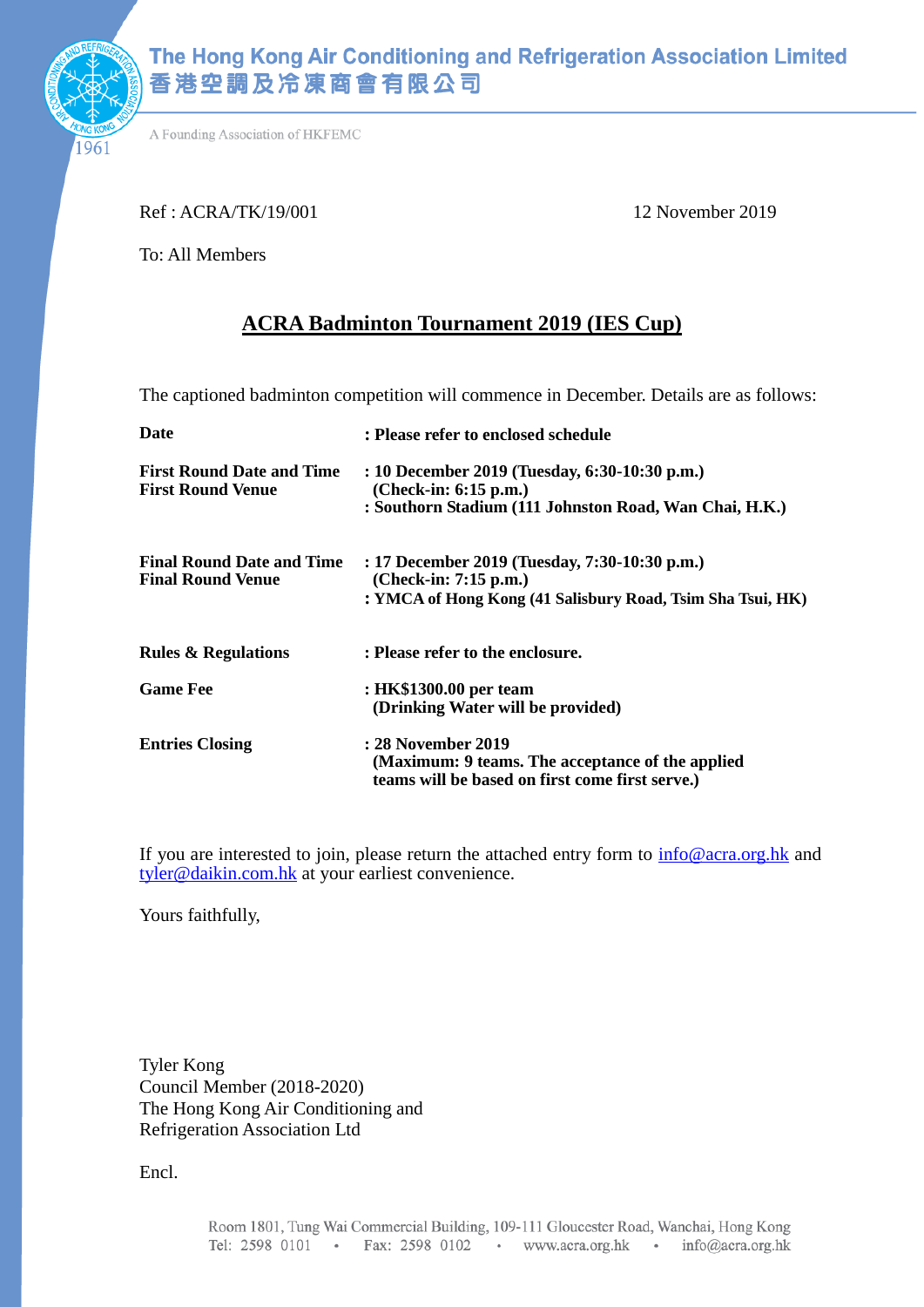**The Hong Kong Air Conditioning and Refrigeration Association Limited**
**香港空調及冷凍商會有限公司**

A Founding Association of HKFEMC

1961

Ref : ACRA/TK/19/001

12 November 2019

To: All Members

## ACRA Badminton Tournament 2019 (IES Cup)

The captioned badminton competition will commence in December. Details are as follows:

| | |
|---|---|
| **Date** | **: Please refer to enclosed schedule** |
| **First Round Date and Time** | **: 10 December 2019 (Tuesday, 6:30-10:30 p.m.) (Check-in: 6:15 p.m.)** |
| **First Round Venue** | **: Southorn Stadium (111 Johnston Road, Wan Chai, H.K.)** |
| **Final Round Date and Time** | **: 17 December 2019 (Tuesday, 7:30-10:30 p.m.) (Check-in: 7:15 p.m.)** |
| **Final Round Venue** | **: YMCA of Hong Kong (41 Salisbury Road, Tsim Sha Tsui, HK)** |
| **Rules & Regulations** | **: Please refer to the enclosure.** |
| **Game Fee** | **: HK$1300.00 per team (Drinking Water will be provided)** |
| **Entries Closing** | **: 28 November 2019 (Maximum: 9 teams. The acceptance of the applied teams will be based on first come first serve.)** |

If you are interested to join, please return the attached entry form to info@acra.org.hk and tyler@daikin.com.hk at your earliest convenience.

Yours faithfully,

Tyler Kong
Council Member (2018-2020)
The Hong Kong Air Conditioning and Refrigeration Association Ltd

Encl.

Room 1801, Tung Wai Commercial Building, 109-111 Gloucester Road, Wanchai, Hong Kong
Tel: 2598 0101 • Fax: 2598 0102 • www.acra.org.hk • info@acra.org.hk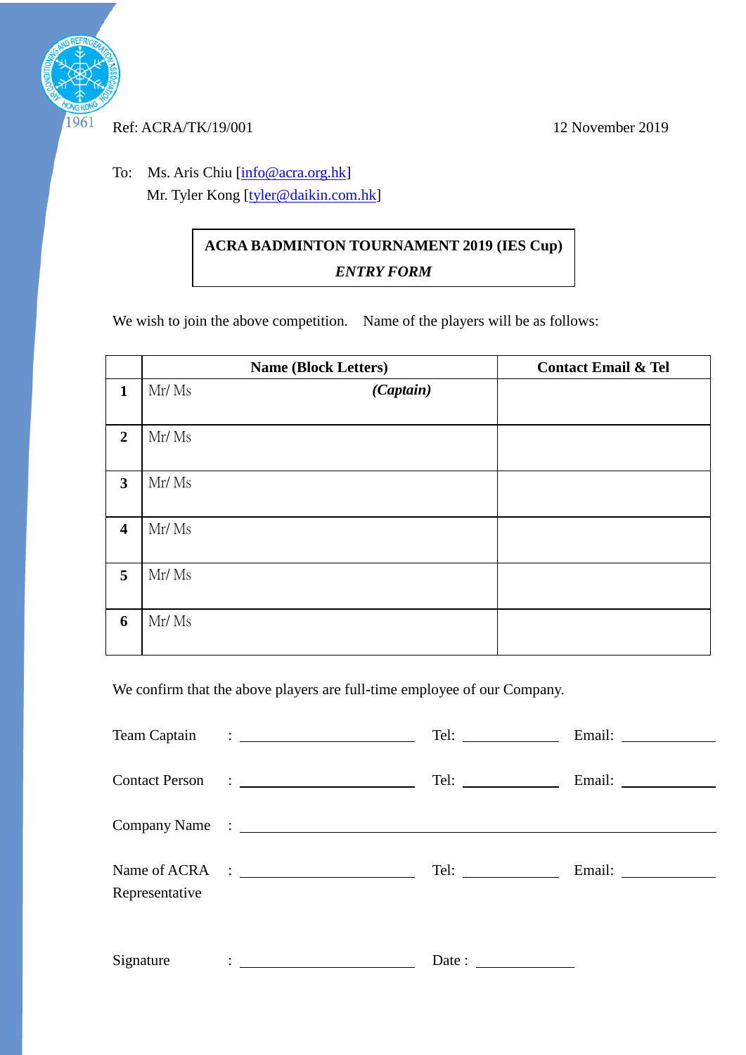1961

Ref: ACRA/TK/19/001 12 November 2019

To: Ms. Aris Chiu [info@acra.org.hk]
Mr. Tyler Kong [tyler@daikin.com.hk]

**ACRA BADMINTON TOURNAMENT 2019 (IES Cup)**

***ENTRY FORM***

We wish to join the above competition. Name of the players will be as follows:

| | **Name (Block Letters)** | **Contact Email & Tel** |
|---|---|---|
| **1** | Mr/ Ms ***(Captain)*** | |
| **2** | Mr/ Ms | |
| **3** | Mr/ Ms | |
| **4** | Mr/ Ms | |
| **5** | Mr/ Ms | |
| **6** | Mr/ Ms | |

We confirm that the above players are full-time employee of our Company.

Team Captain : ____________________ Tel: ____________ Email: ____________

Contact Person : ____________________ Tel: ____________ Email: ____________

Company Name : ____________________________________________________

Name of ACRA Representative : ____________________ Tel: ____________ Email: ____________

Signature : ____________________ Date : ____________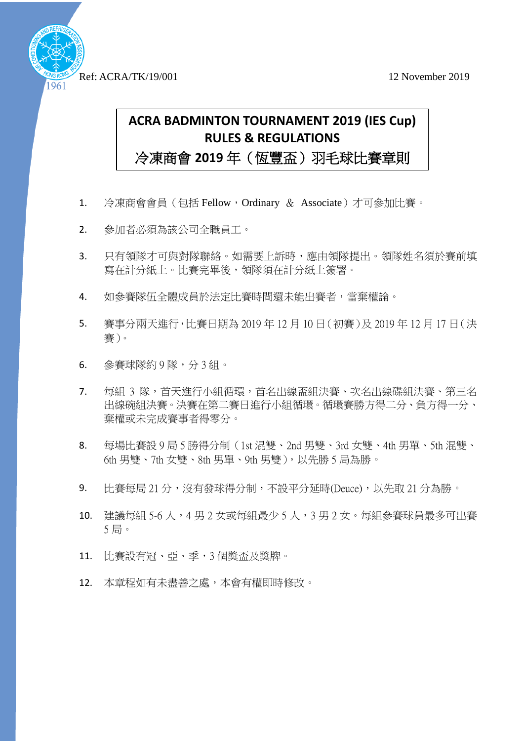Ref: ACRA/TK/19/001 12 November 2019

# ACRA BADMINTON TOURNAMENT 2019 (IES Cup) RULES & REGULATIONS

# 冷凍商會 2019 年（恆豐盃）羽毛球比賽章則

1. 冷凍商會會員（包括 Fellow，Ordinary ＆ Associate）才可參加比賽。
2. 參加者必須為該公司全職員工。
3. 只有領隊才可與對隊聯絡。如需要上訴時，應由領隊提出。領隊姓名須於賽前填寫在計分紙上。比賽完畢後，領隊須在計分紙上簽署。
4. 如參賽隊伍全體成員於法定比賽時間還未能出賽者，當棄權論。
5. 賽事分兩天進行，比賽日期為 2019 年 12 月 10 日（初賽）及 2019 年 12 月 17 日（決賽）。
6. 參賽球隊約 9 隊，分 3 組。
7. 每組 3 隊，首天進行小組循環，首名出線盃組決賽、次名出線碟組決賽、第三名出線碗組決賽。決賽在第二賽日進行小組循環。循環賽勝方得二分、負方得一分、棄權或未完成賽事者得零分。
8. 每場比賽設 9 局 5 勝得分制（1st 混雙、2nd 男雙、3rd 女雙、4th 男單、5th 混雙、6th 男雙、7th 女雙、8th 男單、9th 男雙），以先勝 5 局為勝。
9. 比賽每局 21 分，沒有發球得分制，不設平分延時(Deuce)，以先取 21 分為勝。
10. 建議每組 5-6 人，4 男 2 女或每組最少 5 人，3 男 2 女。每組參賽球員最多可出賽 5 局。
11. 比賽設有冠、亞、季，3 個獎盃及獎牌。
12. 本章程如有未盡善之處，本會有權即時修改。